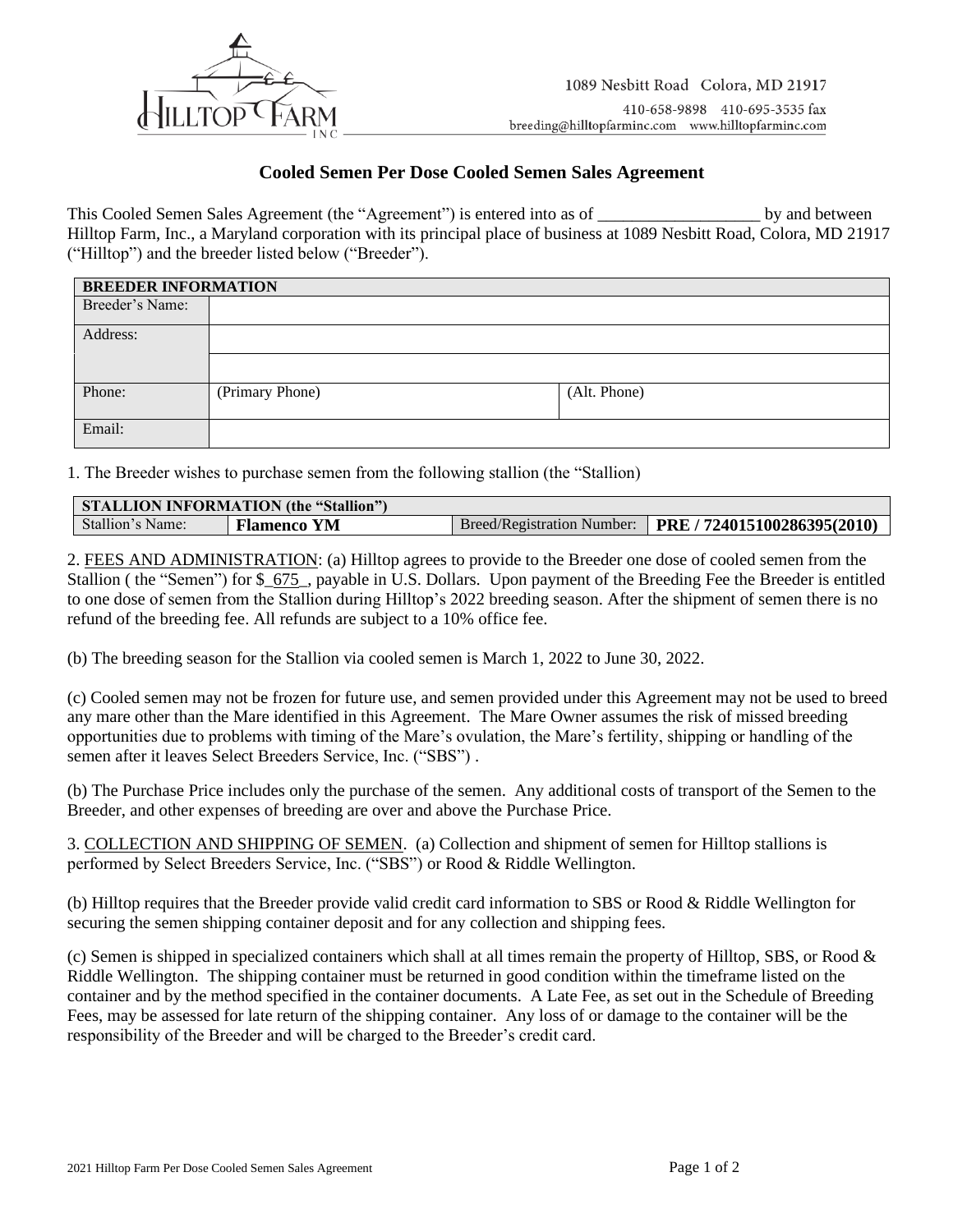1089 Nesbitt Road Colora, MD 21917

410-658-9898 410-695-3535 fax

breeding@hilltopfarminc.com www.hilltopfarminc.com

## Cooled Semen Per Dose Cooled Semen Sales Agreement

This Cooled Semen Sales Agreement (the "Agreement") is entered into as of ___________________ by and between Hilltop Farm, Inc., a Maryland corporation with its principal place of business at 1089 Nesbitt Road, Colora, MD 21917 ("Hilltop") and the breeder listed below ("Breeder").

| BREEDER INFORMATION | | |
|---|---|---|
| Breeder's Name: | | |
| Address: | | |
| | | |
| Phone: | (Primary Phone) | (Alt. Phone) |
| Email: | | |

1. The Breeder wishes to purchase semen from the following stallion (the "Stallion)

| STALLION INFORMATION (the "Stallion") | | | |
|---|---|---|---|
| Stallion's Name: | **Flamenco YM** | Breed/Registration Number: | **PRE / 724015100286395(2010)** |

2. FEES AND ADMINISTRATION: (a) Hilltop agrees to provide to the Breeder one dose of cooled semen from the Stallion ( the "Semen") for $_675_, payable in U.S. Dollars. Upon payment of the Breeding Fee the Breeder is entitled to one dose of semen from the Stallion during Hilltop's 2022 breeding season. After the shipment of semen there is no refund of the breeding fee. All refunds are subject to a 10% office fee.

(b) The breeding season for the Stallion via cooled semen is March 1, 2022 to June 30, 2022.

(c) Cooled semen may not be frozen for future use, and semen provided under this Agreement may not be used to breed any mare other than the Mare identified in this Agreement. The Mare Owner assumes the risk of missed breeding opportunities due to problems with timing of the Mare's ovulation, the Mare's fertility, shipping or handling of the semen after it leaves Select Breeders Service, Inc. ("SBS") .

(b) The Purchase Price includes only the purchase of the semen. Any additional costs of transport of the Semen to the Breeder, and other expenses of breeding are over and above the Purchase Price.

3. COLLECTION AND SHIPPING OF SEMEN. (a) Collection and shipment of semen for Hilltop stallions is performed by Select Breeders Service, Inc. ("SBS") or Rood & Riddle Wellington.

(b) Hilltop requires that the Breeder provide valid credit card information to SBS or Rood & Riddle Wellington for securing the semen shipping container deposit and for any collection and shipping fees.

(c) Semen is shipped in specialized containers which shall at all times remain the property of Hilltop, SBS, or Rood & Riddle Wellington. The shipping container must be returned in good condition within the timeframe listed on the container and by the method specified in the container documents. A Late Fee, as set out in the Schedule of Breeding Fees, may be assessed for late return of the shipping container. Any loss of or damage to the container will be the responsibility of the Breeder and will be charged to the Breeder's credit card.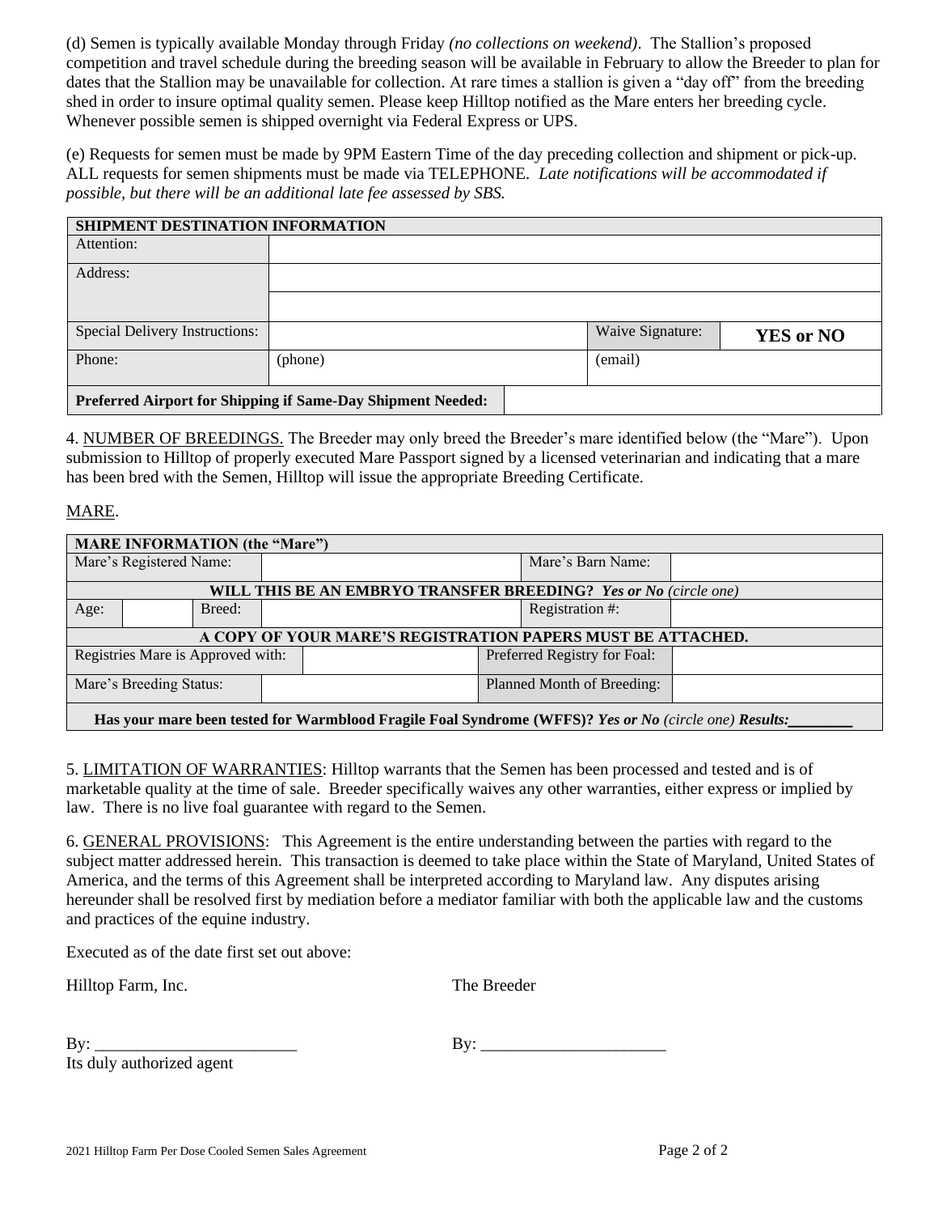(d) Semen is typically available Monday through Friday *(no collections on weekend)*. The Stallion's proposed competition and travel schedule during the breeding season will be available in February to allow the Breeder to plan for dates that the Stallion may be unavailable for collection. At rare times a stallion is given a "day off" from the breeding shed in order to insure optimal quality semen. Please keep Hilltop notified as the Mare enters her breeding cycle. Whenever possible semen is shipped overnight via Federal Express or UPS.

(e) Requests for semen must be made by 9PM Eastern Time of the day preceding collection and shipment or pick-up. ALL requests for semen shipments must be made via TELEPHONE. *Late notifications will be accommodated if possible, but there will be an additional late fee assessed by SBS.*

| **SHIPMENT DESTINATION INFORMATION** | | | |
|---|---|---|---|
| Attention: | | | |
| Address: | | | |
| | | | |
| Special Delivery Instructions: | | Waive Signature: | **YES or NO** |
| Phone: | (phone) | (email) | |
| **Preferred Airport for Shipping if Same-Day Shipment Needed:** | | | |

4. <u>NUMBER OF BREEDINGS.</u> The Breeder may only breed the Breeder's mare identified below (the "Mare"). Upon submission to Hilltop of properly executed Mare Passport signed by a licensed veterinarian and indicating that a mare has been bred with the Semen, Hilltop will issue the appropriate Breeding Certificate.

<u>MARE</u>.

| **MARE INFORMATION (the "Mare")** | | | |
|---|---|---|---|
| Mare's Registered Name: | | Mare's Barn Name: | |
| **WILL THIS BE AN EMBRYO TRANSFER BREEDING?** ***Yes or No*** *(circle one)* | | | |
| Age: | | Breed: | Registration #: |
| **A COPY OF YOUR MARE'S REGISTRATION PAPERS MUST BE ATTACHED.** | | | |
| Registries Mare is Approved with: | | Preferred Registry for Foal: | |
| Mare's Breeding Status: | | Planned Month of Breeding: | |
| **Has your mare been tested for Warmblood Fragile Foal Syndrome (WFFS)?** ***Yes or No*** *(circle one)* ***Results:________*** | | | |

5. <u>LIMITATION OF WARRANTIES</u>: Hilltop warrants that the Semen has been processed and tested and is of marketable quality at the time of sale. Breeder specifically waives any other warranties, either express or implied by law. There is no live foal guarantee with regard to the Semen.

6. <u>GENERAL PROVISIONS</u>: This Agreement is the entire understanding between the parties with regard to the subject matter addressed herein. This transaction is deemed to take place within the State of Maryland, United States of America, and the terms of this Agreement shall be interpreted according to Maryland law. Any disputes arising hereunder shall be resolved first by mediation before a mediator familiar with both the applicable law and the customs and practices of the equine industry.

Executed as of the date first set out above:

Hilltop Farm, Inc.

By: ________________________
Its duly authorized agent

The Breeder

By: ______________________

2021 Hilltop Farm Per Dose Cooled Semen Sales Agreement